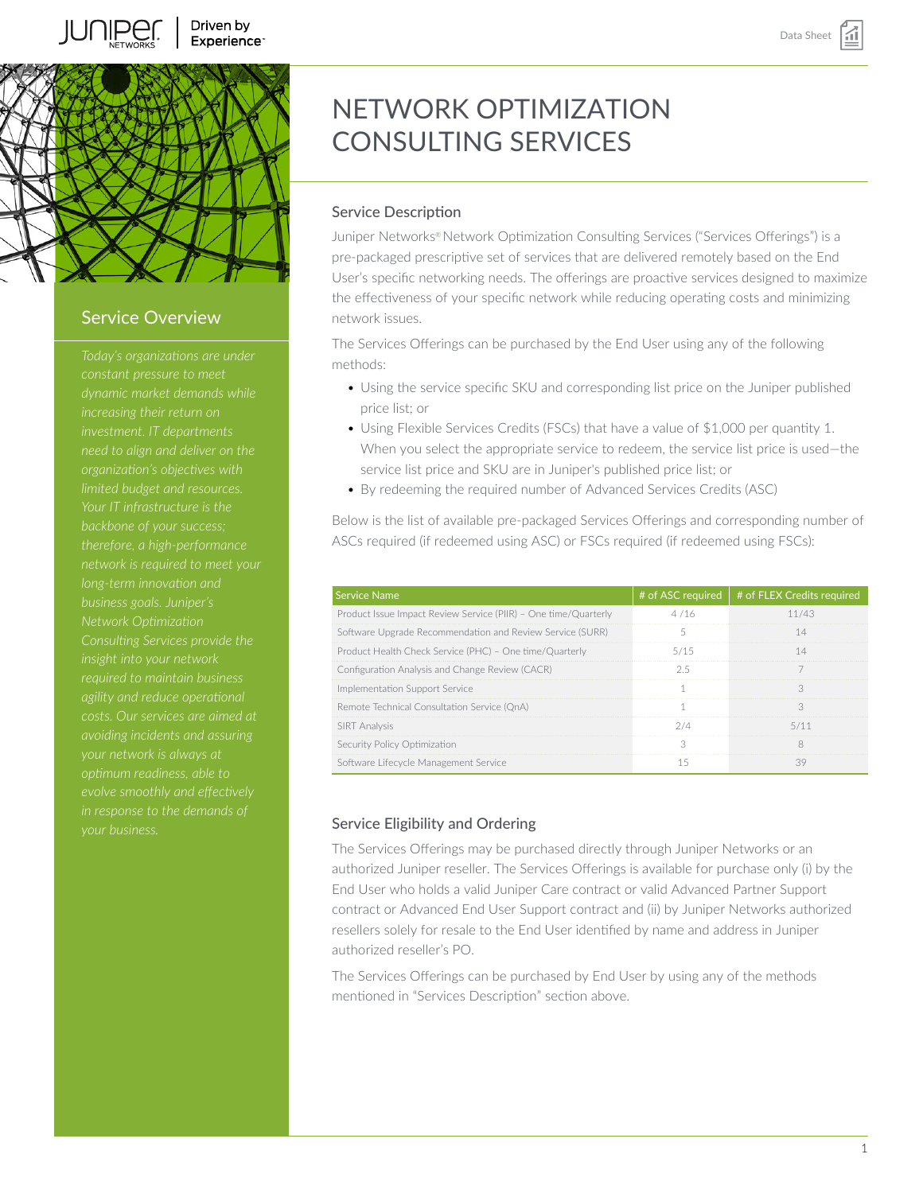# NETWORK OPTIMIZATION CONSULTING SERVICES

## Service Overview

*Today's organizations are under constant pressure to meet dynamic market demands while increasing their return on investment. IT departments need to align and deliver on the organization's objectives with limited budget and resources. Your IT infrastructure is the backbone of your success; therefore, a high-performance network is required to meet your long-term innovation and business goals. Juniper's Network Optimization Consulting Services provide the insight into your network required to maintain business agility and reduce operational costs. Our services are aimed at avoiding incidents and assuring your network is always at optimum readiness, able to evolve smoothly and effectively in response to the demands of your business.*

## Service Description

Juniper Networks® Network Optimization Consulting Services ("Services Offerings") is a pre-packaged prescriptive set of services that are delivered remotely based on the End User's specific networking needs. The offerings are proactive services designed to maximize the effectiveness of your specific network while reducing operating costs and minimizing network issues.

The Services Offerings can be purchased by the End User using any of the following methods:

- Using the service specific SKU and corresponding list price on the Juniper published price list; or
- Using Flexible Services Credits (FSCs) that have a value of $1,000 per quantity 1. When you select the appropriate service to redeem, the service list price is used—the service list price and SKU are in Juniper's published price list; or
- By redeeming the required number of Advanced Services Credits (ASC)

Below is the list of available pre-packaged Services Offerings and corresponding number of ASCs required (if redeemed using ASC) or FSCs required (if redeemed using FSCs):

| Service Name | # of ASC required | # of FLEX Credits required |
|---|---|---|
| Product Issue Impact Review Service (PIIR) – One time/Quarterly | 4 /16 | 11/43 |
| Software Upgrade Recommendation and Review Service (SURR) | 5 | 14 |
| Product Health Check Service (PHC) – One time/Quarterly | 5/15 | 14 |
| Configuration Analysis and Change Review (CACR) | 2.5 | 7 |
| Implementation Support Service | 1 | 3 |
| Remote Technical Consultation Service (QnA) | 1 | 3 |
| SIRT Analysis | 2/4 | 5/11 |
| Security Policy Optimization | 3 | 8 |
| Software Lifecycle Management Service | 15 | 39 |

## Service Eligibility and Ordering

The Services Offerings may be purchased directly through Juniper Networks or an authorized Juniper reseller. The Services Offerings is available for purchase only (i) by the End User who holds a valid Juniper Care contract or valid Advanced Partner Support contract or Advanced End User Support contract and (ii) by Juniper Networks authorized resellers solely for resale to the End User identified by name and address in Juniper authorized reseller's PO.

The Services Offerings can be purchased by End User by using any of the methods mentioned in "Services Description" section above.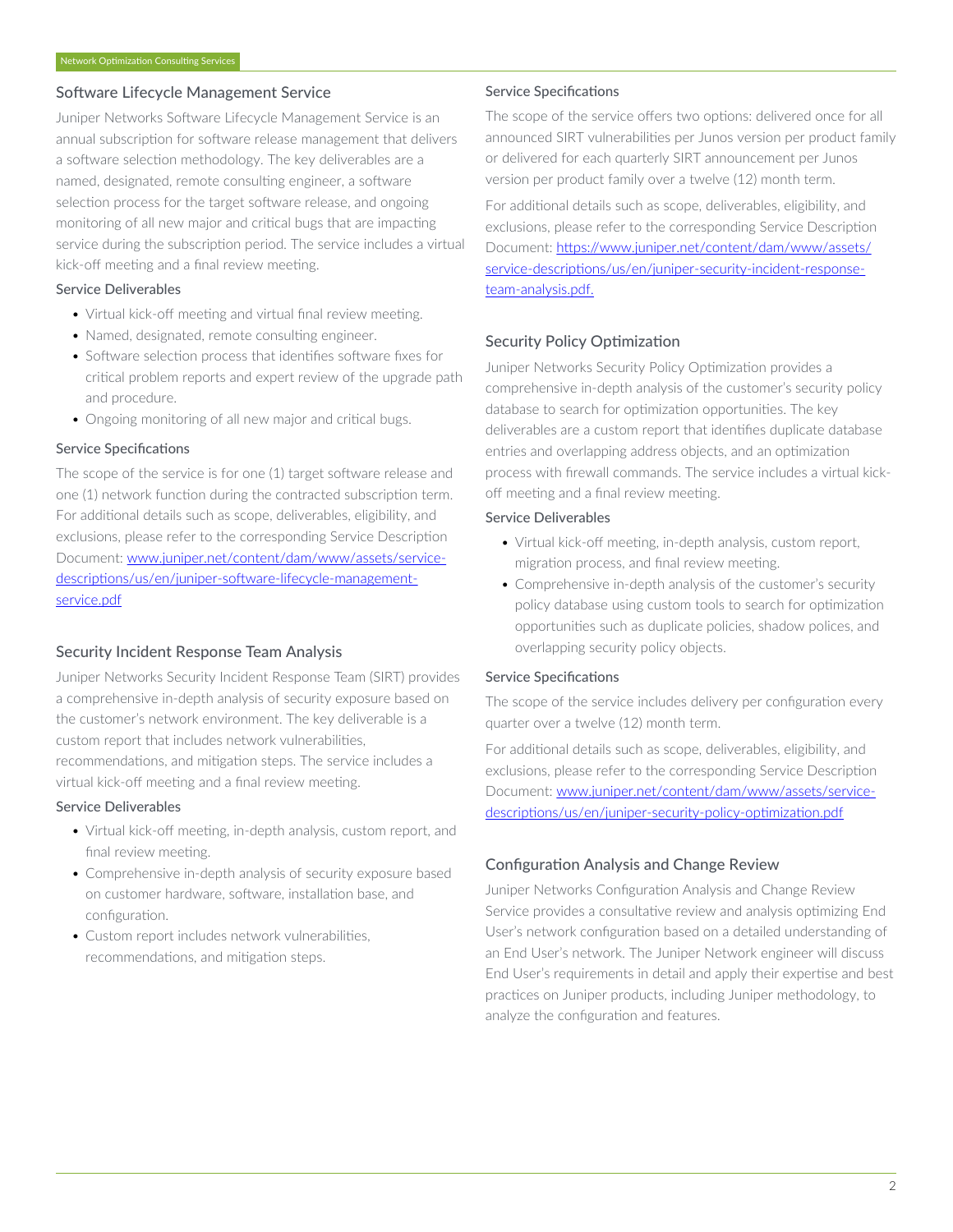## Software Lifecycle Management Service

Juniper Networks Software Lifecycle Management Service is an annual subscription for software release management that delivers a software selection methodology. The key deliverables are a named, designated, remote consulting engineer, a software selection process for the target software release, and ongoing monitoring of all new major and critical bugs that are impacting service during the subscription period. The service includes a virtual kick-off meeting and a final review meeting.

### Service Deliverables

- Virtual kick-off meeting and virtual final review meeting.
- Named, designated, remote consulting engineer.
- Software selection process that identifies software fixes for critical problem reports and expert review of the upgrade path and procedure.
- Ongoing monitoring of all new major and critical bugs.

### Service Specifications

The scope of the service is for one (1) target software release and one (1) network function during the contracted subscription term. For additional details such as scope, deliverables, eligibility, and exclusions, please refer to the corresponding Service Description Document: [www.juniper.net/content/dam/www/assets/service-descriptions/us/en/juniper-software-lifecycle-management-service.pdf](www.juniper.net/content/dam/www/assets/service-descriptions/us/en/juniper-software-lifecycle-management-service.pdf)

## Security Incident Response Team Analysis

Juniper Networks Security Incident Response Team (SIRT) provides a comprehensive in-depth analysis of security exposure based on the customer's network environment. The key deliverable is a custom report that includes network vulnerabilities, recommendations, and mitigation steps. The service includes a virtual kick-off meeting and a final review meeting.

### Service Deliverables

- Virtual kick-off meeting, in-depth analysis, custom report, and final review meeting.
- Comprehensive in-depth analysis of security exposure based on customer hardware, software, installation base, and configuration.
- Custom report includes network vulnerabilities, recommendations, and mitigation steps.

### Service Specifications

The scope of the service offers two options: delivered once for all announced SIRT vulnerabilities per Junos version per product family or delivered for each quarterly SIRT announcement per Junos version per product family over a twelve (12) month term.

For additional details such as scope, deliverables, eligibility, and exclusions, please refer to the corresponding Service Description Document: [https://www.juniper.net/content/dam/www/assets/service-descriptions/us/en/juniper-security-incident-response-team-analysis.pdf.](https://www.juniper.net/content/dam/www/assets/service-descriptions/us/en/juniper-security-incident-response-team-analysis.pdf)

## Security Policy Optimization

Juniper Networks Security Policy Optimization provides a comprehensive in-depth analysis of the customer's security policy database to search for optimization opportunities. The key deliverables are a custom report that identifies duplicate database entries and overlapping address objects, and an optimization process with firewall commands. The service includes a virtual kick-off meeting and a final review meeting.

### Service Deliverables

- Virtual kick-off meeting, in-depth analysis, custom report, migration process, and final review meeting.
- Comprehensive in-depth analysis of the customer's security policy database using custom tools to search for optimization opportunities such as duplicate policies, shadow polices, and overlapping security policy objects.

### Service Specifications

The scope of the service includes delivery per configuration every quarter over a twelve (12) month term.

For additional details such as scope, deliverables, eligibility, and exclusions, please refer to the corresponding Service Description Document: [www.juniper.net/content/dam/www/assets/service-descriptions/us/en/juniper-security-policy-optimization.pdf](www.juniper.net/content/dam/www/assets/service-descriptions/us/en/juniper-security-policy-optimization.pdf)

## Configuration Analysis and Change Review

Juniper Networks Configuration Analysis and Change Review Service provides a consultative review and analysis optimizing End User's network configuration based on a detailed understanding of an End User's network. The Juniper Network engineer will discuss End User's requirements in detail and apply their expertise and best practices on Juniper products, including Juniper methodology, to analyze the configuration and features.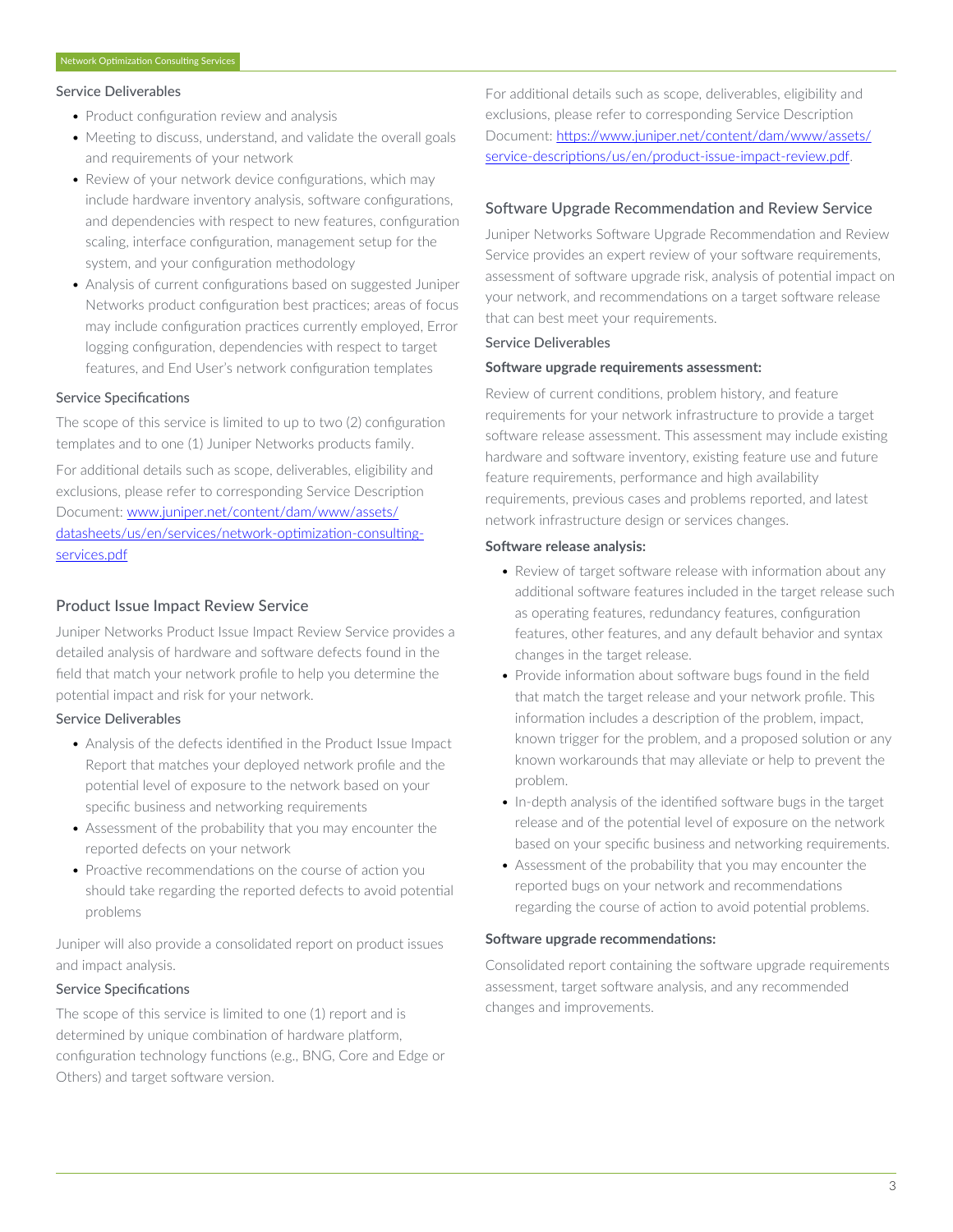### Service Deliverables

- Product configuration review and analysis
- Meeting to discuss, understand, and validate the overall goals and requirements of your network
- Review of your network device configurations, which may include hardware inventory analysis, software configurations, and dependencies with respect to new features, configuration scaling, interface configuration, management setup for the system, and your configuration methodology
- Analysis of current configurations based on suggested Juniper Networks product configuration best practices; areas of focus may include configuration practices currently employed, Error logging configuration, dependencies with respect to target features, and End User's network configuration templates

### Service Specifications

The scope of this service is limited to up to two (2) configuration templates and to one (1) Juniper Networks products family.

For additional details such as scope, deliverables, eligibility and exclusions, please refer to corresponding Service Description Document: [www.juniper.net/content/dam/www/assets/datasheets/us/en/services/network-optimization-consulting-services.pdf](www.juniper.net/content/dam/www/assets/datasheets/us/en/services/network-optimization-consulting-services.pdf)

## Product Issue Impact Review Service

Juniper Networks Product Issue Impact Review Service provides a detailed analysis of hardware and software defects found in the field that match your network profile to help you determine the potential impact and risk for your network.

### Service Deliverables

- Analysis of the defects identified in the Product Issue Impact Report that matches your deployed network profile and the potential level of exposure to the network based on your specific business and networking requirements
- Assessment of the probability that you may encounter the reported defects on your network
- Proactive recommendations on the course of action you should take regarding the reported defects to avoid potential problems

Juniper will also provide a consolidated report on product issues and impact analysis.

### Service Specifications

The scope of this service is limited to one (1) report and is determined by unique combination of hardware platform, configuration technology functions (e.g., BNG, Core and Edge or Others) and target software version.

For additional details such as scope, deliverables, eligibility and exclusions, please refer to corresponding Service Description Document: [https://www.juniper.net/content/dam/www/assets/service-descriptions/us/en/product-issue-impact-review.pdf](https://www.juniper.net/content/dam/www/assets/service-descriptions/us/en/product-issue-impact-review.pdf).

## Software Upgrade Recommendation and Review Service

Juniper Networks Software Upgrade Recommendation and Review Service provides an expert review of your software requirements, assessment of software upgrade risk, analysis of potential impact on your network, and recommendations on a target software release that can best meet your requirements.

### Service Deliverables

**Software upgrade requirements assessment:**

Review of current conditions, problem history, and feature requirements for your network infrastructure to provide a target software release assessment. This assessment may include existing hardware and software inventory, existing feature use and future feature requirements, performance and high availability requirements, previous cases and problems reported, and latest network infrastructure design or services changes.

**Software release analysis:**

- Review of target software release with information about any additional software features included in the target release such as operating features, redundancy features, configuration features, other features, and any default behavior and syntax changes in the target release.
- Provide information about software bugs found in the field that match the target release and your network profile. This information includes a description of the problem, impact, known trigger for the problem, and a proposed solution or any known workarounds that may alleviate or help to prevent the problem.
- In-depth analysis of the identified software bugs in the target release and of the potential level of exposure on the network based on your specific business and networking requirements.
- Assessment of the probability that you may encounter the reported bugs on your network and recommendations regarding the course of action to avoid potential problems.

**Software upgrade recommendations:**

Consolidated report containing the software upgrade requirements assessment, target software analysis, and any recommended changes and improvements.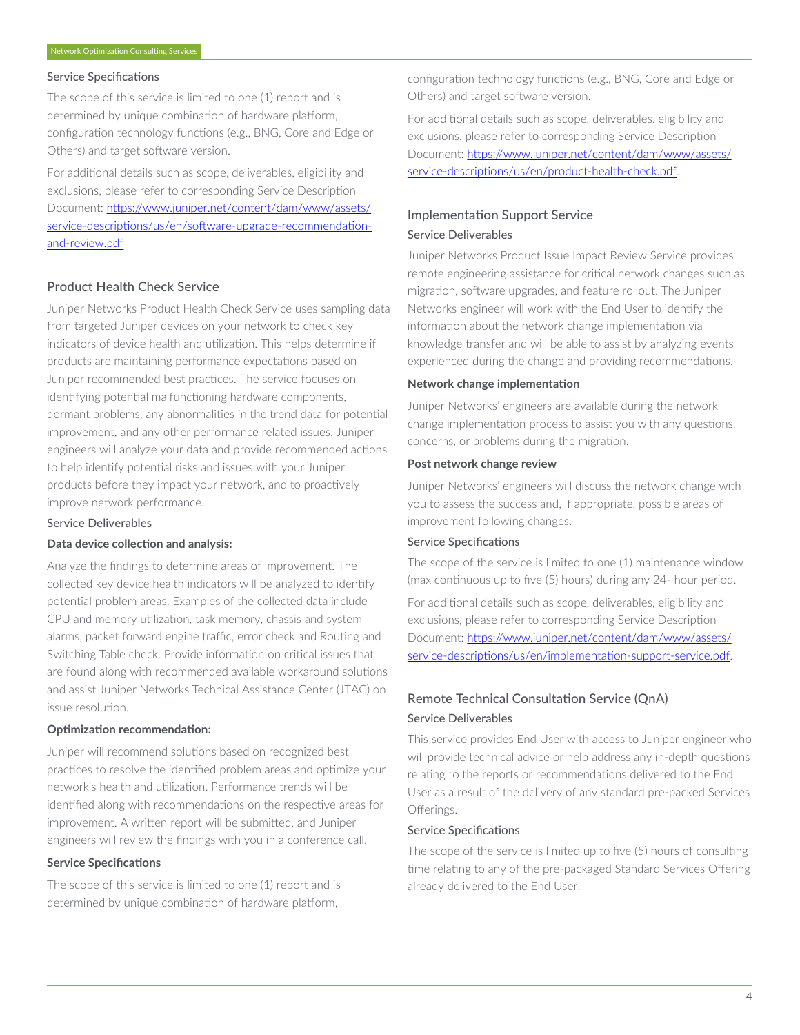### Service Specifications

The scope of this service is limited to one (1) report and is determined by unique combination of hardware platform, configuration technology functions (e.g., BNG, Core and Edge or Others) and target software version.

For additional details such as scope, deliverables, eligibility and exclusions, please refer to corresponding Service Description Document: https://www.juniper.net/content/dam/www/assets/service-descriptions/us/en/software-upgrade-recommendation-and-review.pdf

## Product Health Check Service

Juniper Networks Product Health Check Service uses sampling data from targeted Juniper devices on your network to check key indicators of device health and utilization. This helps determine if products are maintaining performance expectations based on Juniper recommended best practices. The service focuses on identifying potential malfunctioning hardware components, dormant problems, any abnormalities in the trend data for potential improvement, and any other performance related issues. Juniper engineers will analyze your data and provide recommended actions to help identify potential risks and issues with your Juniper products before they impact your network, and to proactively improve network performance.

### Service Deliverables

**Data device collection and analysis:**

Analyze the findings to determine areas of improvement. The collected key device health indicators will be analyzed to identify potential problem areas. Examples of the collected data include CPU and memory utilization, task memory, chassis and system alarms, packet forward engine traffic, error check and Routing and Switching Table check. Provide information on critical issues that are found along with recommended available workaround solutions and assist Juniper Networks Technical Assistance Center (JTAC) on issue resolution.

**Optimization recommendation:**

Juniper will recommend solutions based on recognized best practices to resolve the identified problem areas and optimize your network's health and utilization. Performance trends will be identified along with recommendations on the respective areas for improvement. A written report will be submitted, and Juniper engineers will review the findings with you in a conference call.

**Service Specifications**

The scope of this service is limited to one (1) report and is determined by unique combination of hardware platform, configuration technology functions (e.g., BNG, Core and Edge or Others) and target software version.

For additional details such as scope, deliverables, eligibility and exclusions, please refer to corresponding Service Description Document: https://www.juniper.net/content/dam/www/assets/service-descriptions/us/en/product-health-check.pdf.

## Implementation Support Service

### Service Deliverables

Juniper Networks Product Issue Impact Review Service provides remote engineering assistance for critical network changes such as migration, software upgrades, and feature rollout. The Juniper Networks engineer will work with the End User to identify the information about the network change implementation via knowledge transfer and will be able to assist by analyzing events experienced during the change and providing recommendations.

**Network change implementation**

Juniper Networks' engineers are available during the network change implementation process to assist you with any questions, concerns, or problems during the migration.

**Post network change review**

Juniper Networks' engineers will discuss the network change with you to assess the success and, if appropriate, possible areas of improvement following changes.

### Service Specifications

The scope of the service is limited to one (1) maintenance window (max continuous up to five (5) hours) during any 24- hour period.

For additional details such as scope, deliverables, eligibility and exclusions, please refer to corresponding Service Description Document: https://www.juniper.net/content/dam/www/assets/service-descriptions/us/en/implementation-support-service.pdf.

## Remote Technical Consultation Service (QnA)

### Service Deliverables

This service provides End User with access to Juniper engineer who will provide technical advice or help address any in-depth questions relating to the reports or recommendations delivered to the End User as a result of the delivery of any standard pre-packed Services Offerings.

### Service Specifications

The scope of the service is limited up to five (5) hours of consulting time relating to any of the pre-packaged Standard Services Offering already delivered to the End User.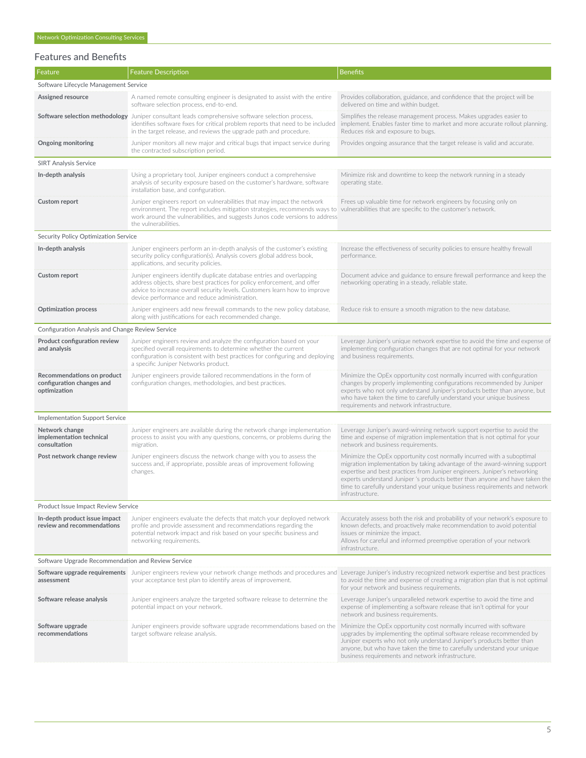## Features and Benefits

| Feature | Feature Description | Benefits |
|---|---|---|
| Software Lifecycle Management Service | | |
| **Assigned resource** | A named remote consulting engineer is designated to assist with the entire software selection process, end-to-end. | Provides collaboration, guidance, and confidence that the project will be delivered on time and within budget. |
| **Software selection methodology** | Juniper consultant leads comprehensive software selection process, identifies software fixes for critical problem reports that need to be included in the target release, and reviews the upgrade path and procedure. | Simplifies the release management process. Makes upgrades easier to implement. Enables faster time to market and more accurate rollout planning. Reduces risk and exposure to bugs. |
| **Ongoing monitoring** | Juniper monitors all new major and critical bugs that impact service during the contracted subscription period. | Provides ongoing assurance that the target release is valid and accurate. |
| SIRT Analysis Service | | |
| **In-depth analysis** | Using a proprietary tool, Juniper engineers conduct a comprehensive analysis of security exposure based on the customer's hardware, software installation base, and configuration. | Minimize risk and downtime to keep the network running in a steady operating state. |
| **Custom report** | Juniper engineers report on vulnerabilities that may impact the network environment. The report includes mitigation strategies, recommends ways to work around the vulnerabilities, and suggests Junos code versions to address the vulnerabilities. | Frees up valuable time for network engineers by focusing only on vulnerabilities that are specific to the customer's network. |
| Security Policy Optimization Service | | |
| **In-depth analysis** | Juniper engineers perform an in-depth analysis of the customer's existing security policy configuration(s). Analysis covers global address book, applications, and security policies. | Increase the effectiveness of security policies to ensure healthy firewall performance. |
| **Custom report** | Juniper engineers identify duplicate database entries and overlapping address objects, share best practices for policy enforcement, and offer advice to increase overall security levels. Customers learn how to improve device performance and reduce administration. | Document advice and guidance to ensure firewall performance and keep the networking operating in a steady, reliable state. |
| **Optimization process** | Juniper engineers add new firewall commands to the new policy database, along with justifications for each recommended change. | Reduce risk to ensure a smooth migration to the new database. |
| Configuration Analysis and Change Review Service | | |
| **Product configuration review and analysis** | Juniper engineers review and analyze the configuration based on your specified overall requirements to determine whether the current configuration is consistent with best practices for configuring and deploying a specific Juniper Networks product. | Leverage Juniper's unique network expertise to avoid the time and expense of implementing configuration changes that are not optimal for your network and business requirements. |
| **Recommendations on product configuration changes and optimization** | Juniper engineers provide tailored recommendations in the form of configuration changes, methodologies, and best practices. | Minimize the OpEx opportunity cost normally incurred with configuration changes by properly implementing configurations recommended by Juniper experts who not only understand Juniper's products better than anyone, but who have taken the time to carefully understand your unique business requirements and network infrastructure. |
| Implementation Support Service | | |
| **Network change implementation technical consultation** | Juniper engineers are available during the network change implementation process to assist you with any questions, concerns, or problems during the migration. | Leverage Juniper's award-winning network support expertise to avoid the time and expense of migration implementation that is not optimal for your network and business requirements. |
| **Post network change review** | Juniper engineers discuss the network change with you to assess the success and, if appropriate, possible areas of improvement following changes. | Minimize the OpEx opportunity cost normally incurred with a suboptimal migration implementation by taking advantage of the award-winning support expertise and best practices from Juniper engineers. Juniper's networking experts understand Juniper 's products better than anyone and have taken the time to carefully understand your unique business requirements and network infrastructure. |
| Product Issue Impact Review Service | | |
| **In-depth product issue impact review and recommendations** | Juniper engineers evaluate the defects that match your deployed network profile and provide assessment and recommendations regarding the potential network impact and risk based on your specific business and networking requirements. | Accurately assess both the risk and probability of your network's exposure to known defects, and proactively make recommendation to avoid potential issues or minimize the impact.<br>Allows for careful and informed preemptive operation of your network infrastructure. |
| Software Upgrade Recommendation and Review Service | | |
| **Software upgrade requirements assessment** | Juniper engineers review your network change methods and procedures and your acceptance test plan to identify areas of improvement. | Leverage Juniper's industry recognized network expertise and best practices to avoid the time and expense of creating a migration plan that is not optimal for your network and business requirements. |
| **Software release analysis** | Juniper engineers analyze the targeted software release to determine the potential impact on your network. | Leverage Juniper's unparalleled network expertise to avoid the time and expense of implementing a software release that isn't optimal for your network and business requirements. |
| **Software upgrade recommendations** | Juniper engineers provide software upgrade recommendations based on the target software release analysis. | Minimize the OpEx opportunity cost normally incurred with software upgrades by implementing the optimal software release recommended by Juniper experts who not only understand Juniper's products better than anyone, but who have taken the time to carefully understand your unique business requirements and network infrastructure. |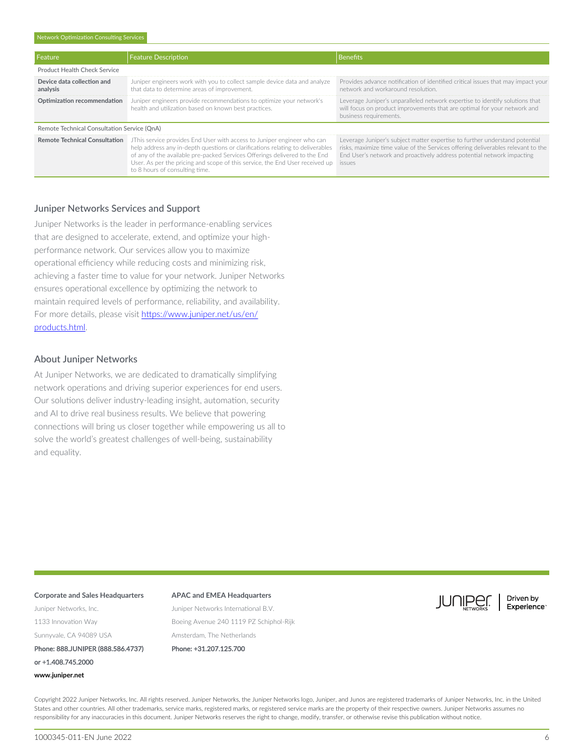| Feature | Feature Description | Benefits |
| --- | --- | --- |
| Product Health Check Service | | |
| **Device data collection and analysis** | Juniper engineers work with you to collect sample device data and analyze that data to determine areas of improvement. | Provides advance notification of identified critical issues that may impact your network and workaround resolution. |
| **Optimization recommendation** | Juniper engineers provide recommendations to optimize your network's health and utilization based on known best practices. | Leverage Juniper's unparalleled network expertise to identify solutions that will focus on product improvements that are optimal for your network and business requirements. |
| Remote Technical Consultation Service (QnA) | | |
| **Remote Technical Consultation** | JThis service provides End User with access to Juniper engineer who can help address any in-depth questions or clarifications relating to deliverables of any of the available pre-packed Services Offerings delivered to the End User. As per the pricing and scope of this service, the End User received up to 8 hours of consulting time. | Leverage Juniper's subject matter expertise to further understand potential risks, maximize time value of the Services offering deliverables relevant to the End User's network and proactively address potential network impacting issues |

## Juniper Networks Services and Support

Juniper Networks is the leader in performance-enabling services that are designed to accelerate, extend, and optimize your high-performance network. Our services allow you to maximize operational efficiency while reducing costs and minimizing risk, achieving a faster time to value for your network. Juniper Networks ensures operational excellence by optimizing the network to maintain required levels of performance, reliability, and availability. For more details, please visit [https://www.juniper.net/us/en/products.html](https://www.juniper.net/us/en/products.html).

## About Juniper Networks

At Juniper Networks, we are dedicated to dramatically simplifying network operations and driving superior experiences for end users. Our solutions deliver industry-leading insight, automation, security and AI to drive real business results. We believe that powering connections will bring us closer together while empowering us all to solve the world's greatest challenges of well-being, sustainability and equality.

**Corporate and Sales Headquarters**
Juniper Networks, Inc.
1133 Innovation Way
Sunnyvale, CA 94089 USA
**Phone: 888.JUNIPER (888.586.4737)**
**or +1.408.745.2000**
**www.juniper.net**

**APAC and EMEA Headquarters**
Juniper Networks International B.V.
Boeing Avenue 240 1119 PZ Schiphol-Rijk
Amsterdam, The Netherlands
**Phone: +31.207.125.700**

Driven by Experience

Copyright 2022 Juniper Networks, Inc. All rights reserved. Juniper Networks, the Juniper Networks logo, Juniper, and Junos are registered trademarks of Juniper Networks, Inc. in the United States and other countries. All other trademarks, service marks, registered marks, or registered service marks are the property of their respective owners. Juniper Networks assumes no responsibility for any inaccuracies in this document. Juniper Networks reserves the right to change, modify, transfer, or otherwise revise this publication without notice.

1000345-011-EN June 2022